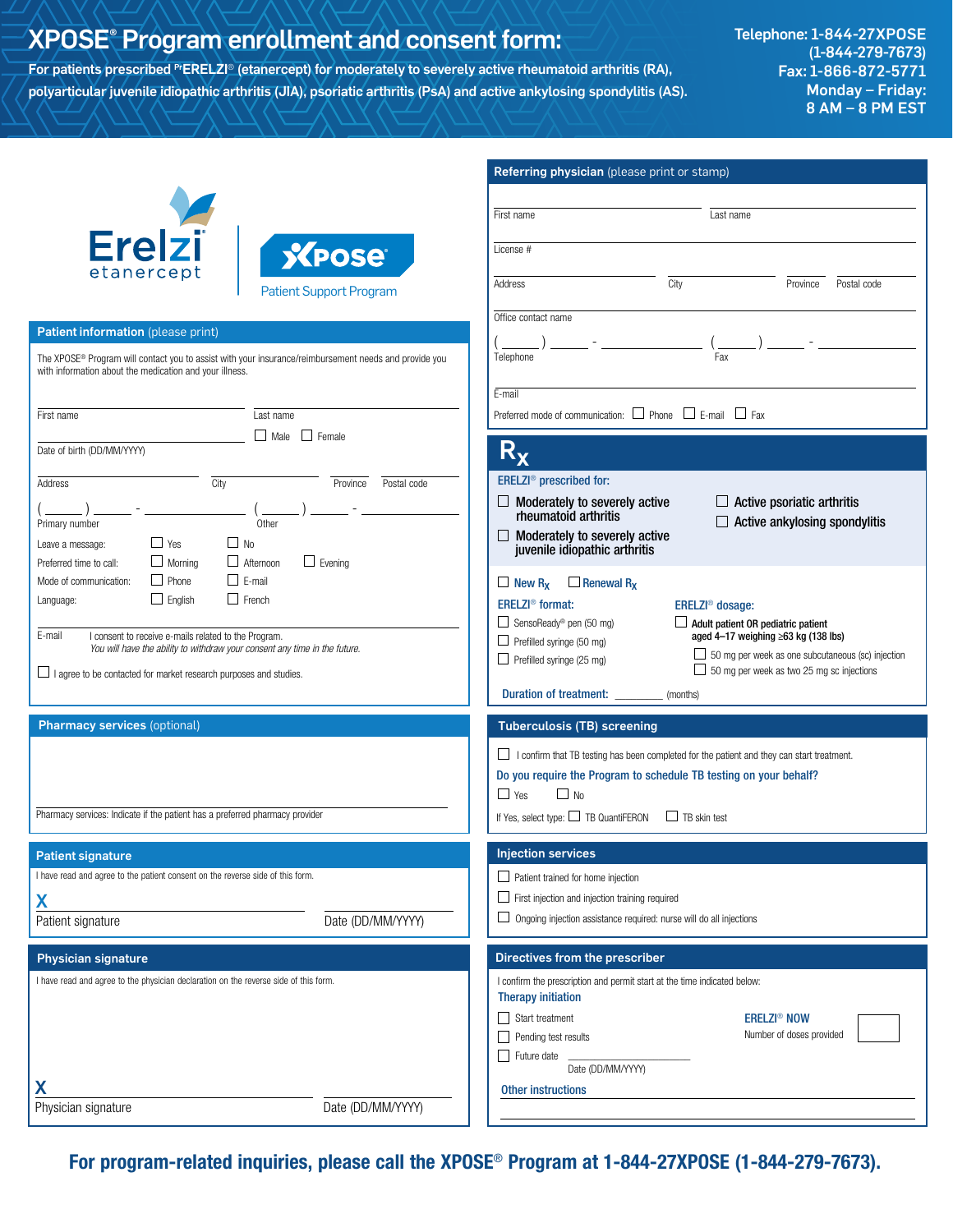# XPOSE® Program enrollment and consent form:

**For patients prescribed PrERELZI® (etanercept) for moderately to severely active rheumatoid arthritis (RA), polyarticular juvenile idiopathic arthritis (JIA), psoriatic arthritis (PsA) and active ankylosing spondylitis (AS).**

Telephone: 1-844-27XPOSE (1-844-279-7673)
Fax: 1-866-872-5771
Monday – Friday: 8 AM – 8 PM EST

Erelzi etanercept | XPOSE® Patient Support Program

## Patient information (please print)

The XPOSE® Program will contact you to assist with your insurance/reimbursement needs and provide you with information about the medication and your illness.

First name ____________ Last name ____________

☐ Male ☐ Female

Date of birth (DD/MM/YYYY) ____________

Address ____________ City ____________ Province ______ Postal code ______

( ____ ) ____ - ________ Primary number

( ____ ) ____ - ________ Other

Leave a message: ☐ Yes ☐ No

Preferred time to call: ☐ Morning ☐ Afternoon ☐ Evening

Mode of communication: ☐ Phone ☐ E-mail

Language: ☐ English ☐ French

E-mail ____________ I consent to receive e-mails related to the Program. *You will have the ability to withdraw your consent any time in the future.*

☐ I agree to be contacted for market research purposes and studies.

## Pharmacy services (optional)

Pharmacy services: Indicate if the patient has a preferred pharmacy provider ____________

## Patient signature

I have read and agree to the patient consent on the reverse side of this form.

**X** ____________ Patient signature    Date (DD/MM/YYYY) ____________

## Physician signature

I have read and agree to the physician declaration on the reverse side of this form.

**X** ____________ Physician signature    Date (DD/MM/YYYY) ____________

## Referring physician (please print or stamp)

First name ____________ Last name ____________

License # ____________

Address ____________ City ____________ Province ______ Postal code ______

Office contact name ____________

( ____ ) ____ - ________ Telephone    ( ____ ) ____ - ________ Fax

E-mail ____________

Preferred mode of communication: ☐ Phone ☐ E-mail ☐ Fax

## Rx

**ERELZI® prescribed for:**

☐ Moderately to severely active rheumatoid arthritis
☐ Moderately to severely active juvenile idiopathic arthritis
☐ Active psoriatic arthritis
☐ Active ankylosing spondylitis

☐ New Rx ☐ Renewal Rx

**ERELZI® format:**

☐ SensoReady® pen (50 mg)
☐ Prefilled syringe (50 mg)
☐ Prefilled syringe (25 mg)

**ERELZI® dosage:**

☐ Adult patient OR pediatric patient aged 4–17 weighing ≥63 kg (138 lbs)
- ☐ 50 mg per week as one subcutaneous (sc) injection
- ☐ 50 mg per week as two 25 mg sc injections

**Duration of treatment:** ______ (months)

## Tuberculosis (TB) screening

☐ I confirm that TB testing has been completed for the patient and they can start treatment.

**Do you require the Program to schedule TB testing on your behalf?**

☐ Yes ☐ No

If Yes, select type: ☐ TB QuantiFERON ☐ TB skin test

## Injection services

☐ Patient trained for home injection
☐ First injection and injection training required
☐ Ongoing injection assistance required: nurse will do all injections

## Directives from the prescriber

I confirm the prescription and permit start at the time indicated below:

**Therapy initiation**

☐ Start treatment
☐ Pending test results
☐ Future date ____________ Date (DD/MM/YYYY)

**ERELZI® NOW**
Number of doses provided ______

**Other instructions** ____________

**For program-related inquiries, please call the XPOSE® Program at 1-844-27XPOSE (1-844-279-7673).**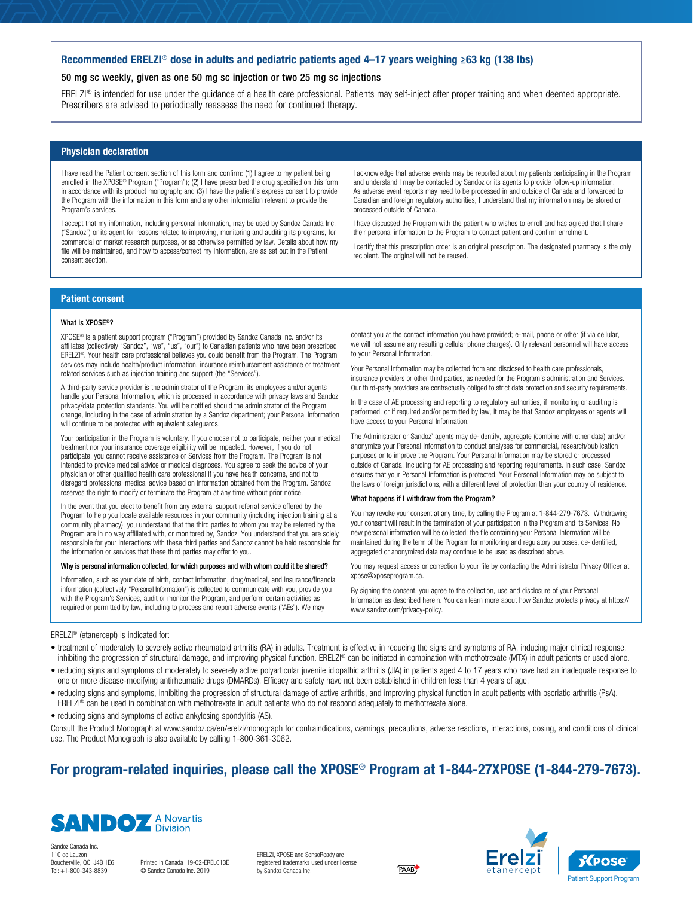### Recommended ERELZI® dose in adults and pediatric patients aged 4–17 years weighing ≥63 kg (138 lbs)

**50 mg sc weekly, given as one 50 mg sc injection or two 25 mg sc injections**

ERELZI® is intended for use under the guidance of a health care professional. Patients may self-inject after proper training and when deemed appropriate. Prescribers are advised to periodically reassess the need for continued therapy.

## Physician declaration

I have read the Patient consent section of this form and confirm: (1) I agree to my patient being enrolled in the XPOSE® Program ("Program"); (2) I have prescribed the drug specified on this form in accordance with its product monograph; and (3) I have the patient's express consent to provide the Program with the information in this form and any other information relevant to provide the Program's services.

I accept that my information, including personal information, may be used by Sandoz Canada Inc. ("Sandoz") or its agent for reasons related to improving, monitoring and auditing its programs, for commercial or market research purposes, or as otherwise permitted by law. Details about how my file will be maintained, and how to access/correct my information, are as set out in the Patient consent section.

I acknowledge that adverse events may be reported about my patients participating in the Program and understand I may be contacted by Sandoz or its agents to provide follow-up information. As adverse event reports may need to be processed in and outside of Canada and forwarded to Canadian and foreign regulatory authorities, I understand that my information may be stored or processed outside of Canada.

I have discussed the Program with the patient who wishes to enroll and has agreed that I share their personal information to the Program to contact patient and confirm enrolment.

I certify that this prescription order is an original prescription. The designated pharmacy is the only recipient. The original will not be reused.

## Patient consent

**What is XPOSE®?**

XPOSE® is a patient support program ("Program") provided by Sandoz Canada Inc. and/or its affiliates (collectively "Sandoz", "we", "us", "our") to Canadian patients who have been prescribed ERELZI®. Your health care professional believes you could benefit from the Program. The Program services may include health/product information, insurance reimbursement assistance or treatment related services such as injection training and support (the "Services").

A third-party service provider is the administrator of the Program: its employees and/or agents handle your Personal Information, which is processed in accordance with privacy laws and Sandoz privacy/data protection standards. You will be notified should the administrator of the Program change, including in the case of administration by a Sandoz department; your Personal Information will continue to be protected with equivalent safeguards.

Your participation in the Program is voluntary. If you choose not to participate, neither your medical treatment nor your insurance coverage eligibility will be impacted. However, if you do not participate, you cannot receive assistance or Services from the Program. The Program is not intended to provide medical advice or medical diagnoses. You agree to seek the advice of your physician or other qualified health care professional if you have health concerns, and not to disregard professional medical advice based on information obtained from the Program. Sandoz reserves the right to modify or terminate the Program at any time without prior notice.

In the event that you elect to benefit from any external support referral service offered by the Program to help you locate available resources in your community (including injection training at a community pharmacy), you understand that the third parties to whom you may be referred by the Program are in no way affiliated with, or monitored by, Sandoz. You understand that you are solely responsible for your interactions with these third parties and Sandoz cannot be held responsible for the information or services that these third parties may offer to you.

**Why is personal information collected, for which purposes and with whom could it be shared?**

Information, such as your date of birth, contact information, drug/medical, and insurance/financial information (collectively "Personal Information") is collected to communicate with you, provide you with the Program's Services, audit or monitor the Program, and perform certain activities as required or permitted by law, including to process and report adverse events ("AEs"). We may contact you at the contact information you have provided; e-mail, phone or other (if via cellular, we will not assume any resulting cellular phone charges). Only relevant personnel will have access to your Personal Information.

Your Personal Information may be collected from and disclosed to health care professionals, insurance providers or other third parties, as needed for the Program's administration and Services. Our third-party providers are contractually obliged to strict data protection and security requirements.

In the case of AE processing and reporting to regulatory authorities, if monitoring or auditing is performed, or if required and/or permitted by law, it may be that Sandoz employees or agents will have access to your Personal Information.

The Administrator or Sandoz' agents may de-identify, aggregate (combine with other data) and/or anonymize your Personal Information to conduct analyses for commercial, research/publication purposes or to improve the Program. Your Personal Information may be stored or processed outside of Canada, including for AE processing and reporting requirements. In such case, Sandoz ensures that your Personal Information is protected. Your Personal Information may be subject to the laws of foreign jurisdictions, with a different level of protection than your country of residence.

**What happens if I withdraw from the Program?**

You may revoke your consent at any time, by calling the Program at 1-844-279-7673. Withdrawing your consent will result in the termination of your participation in the Program and its Services. No new personal information will be collected; the file containing your Personal Information will be maintained during the term of the Program for monitoring and regulatory purposes, de-identified, aggregated or anonymized data may continue to be used as described above.

You may request access or correction to your file by contacting the Administrator Privacy Officer at xpose@xposeprogram.ca.

By signing the consent, you agree to the collection, use and disclosure of your Personal Information as described herein. You can learn more about how Sandoz protects privacy at https://www.sandoz.com/privacy-policy.

ERELZI® (etanercept) is indicated for:

- treatment of moderately to severely active rheumatoid arthritis (RA) in adults. Treatment is effective in reducing the signs and symptoms of RA, inducing major clinical response, inhibiting the progression of structural damage, and improving physical function. ERELZI® can be initiated in combination with methotrexate (MTX) in adult patients or used alone.
- reducing signs and symptoms of moderately to severely active polyarticular juvenile idiopathic arthritis (JIA) in patients aged 4 to 17 years who have had an inadequate response to one or more disease-modifying antirheumatic drugs (DMARDs). Efficacy and safety have not been established in children less than 4 years of age.
- reducing signs and symptoms, inhibiting the progression of structural damage of active arthritis, and improving physical function in adult patients with psoriatic arthritis (PsA). ERELZI® can be used in combination with methotrexate in adult patients who do not respond adequately to methotrexate alone.
- reducing signs and symptoms of active ankylosing spondylitis (AS).

Consult the Product Monograph at www.sandoz.ca/en/erelzi/monograph for contraindications, warnings, precautions, adverse reactions, interactions, dosing, and conditions of clinical use. The Product Monograph is also available by calling 1-800-361-3062.

## For program-related inquiries, please call the XPOSE® Program at 1-844-27XPOSE (1-844-279-7673).

SANDOZ A Novartis Division

Sandoz Canada Inc.
110 de Lauzon
Boucherville, QC J4B 1E6
Tel: +1-800-343-8839

Printed in Canada 19-02-EREL013E
© Sandoz Canada Inc. 2019

ERELZI, XPOSE and SensoReady are registered trademarks used under license by Sandoz Canada Inc.

PAAB

Erelzi etanercept

XPOSE Patient Support Program